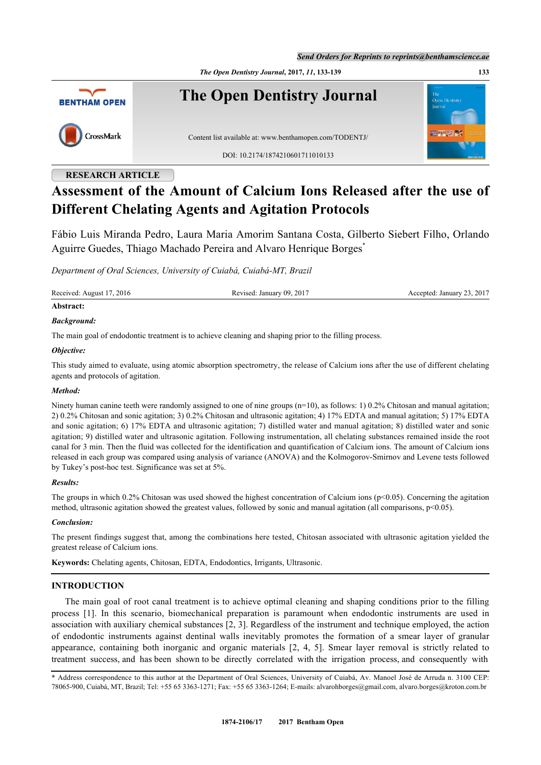RESEARCH ARTICLE

# Assessment of the Amount of Calcium Ions Released after the use of Different Chelating Agents and Agitation Protocols

Fábio Luis Miranda Pedro, Laura Maria Amorim Santana Costa, Gilberto Siebert Filho, Orlando Aguirre Guedes, Thiago Machado Pereira and Alvaro Henrique Borges[*]

*Department of Oral Sciences, University of Cuiabá, Cuiabá-MT, Brazil*

Received: August 17, 2016 | Revised: January 09, 2017 | Accepted: January 23, 2017

**Abstract:**

***Background:***

The main goal of endodontic treatment is to achieve cleaning and shaping prior to the filling process.

***Objective:***

This study aimed to evaluate, using atomic absorption spectrometry, the release of Calcium ions after the use of different chelating agents and protocols of agitation.

***Method:***

Ninety human canine teeth were randomly assigned to one of nine groups (n=10), as follows: 1) 0.2% Chitosan and manual agitation; 2) 0.2% Chitosan and sonic agitation; 3) 0.2% Chitosan and ultrasonic agitation; 4) 17% EDTA and manual agitation; 5) 17% EDTA and sonic agitation; 6) 17% EDTA and ultrasonic agitation; 7) distilled water and manual agitation; 8) distilled water and sonic agitation; 9) distilled water and ultrasonic agitation. Following instrumentation, all chelating substances remained inside the root canal for 3 min. Then the fluid was collected for the identification and quantification of Calcium ions. The amount of Calcium ions released in each group was compared using analysis of variance (ANOVA) and the Kolmogorov-Smirnov and Levene tests followed by Tukey's post-hoc test. Significance was set at 5%.

***Results:***

The groups in which 0.2% Chitosan was used showed the highest concentration of Calcium ions ($p<0.05$). Concerning the agitation method, ultrasonic agitation showed the greatest values, followed by sonic and manual agitation (all comparisons, $p<0.05$).

***Conclusion:***

The present findings suggest that, among the combinations here tested, Chitosan associated with ultrasonic agitation yielded the greatest release of Calcium ions.

**Keywords:** Chelating agents, Chitosan, EDTA, Endodontics, Irrigants, Ultrasonic.

## INTRODUCTION

The main goal of root canal treatment is to achieve optimal cleaning and shaping conditions prior to the filling process [1]. In this scenario, biomechanical preparation is paramount when endodontic instruments are used in association with auxiliary chemical substances [2, 3]. Regardless of the instrument and technique employed, the action of endodontic instruments against dentinal walls inevitably promotes the formation of a smear layer of granular appearance, containing both inorganic and organic materials [2, 4, 5]. Smear layer removal is strictly related to treatment success, and has been shown to be directly correlated with the irrigation process, and consequently with

[*] Address correspondence to this author at the Department of Oral Sciences, University of Cuiabá, Av. Manoel José de Arruda n. 3100 CEP: 78065-900, Cuiabá, MT, Brazil; Tel: +55 65 3363-1271; Fax: +55 65 3363-1264; E-mails: alvarohborges@gmail.com, alvaro.borges@kroton.com.br

1874-2106/17 2017 Bentham Open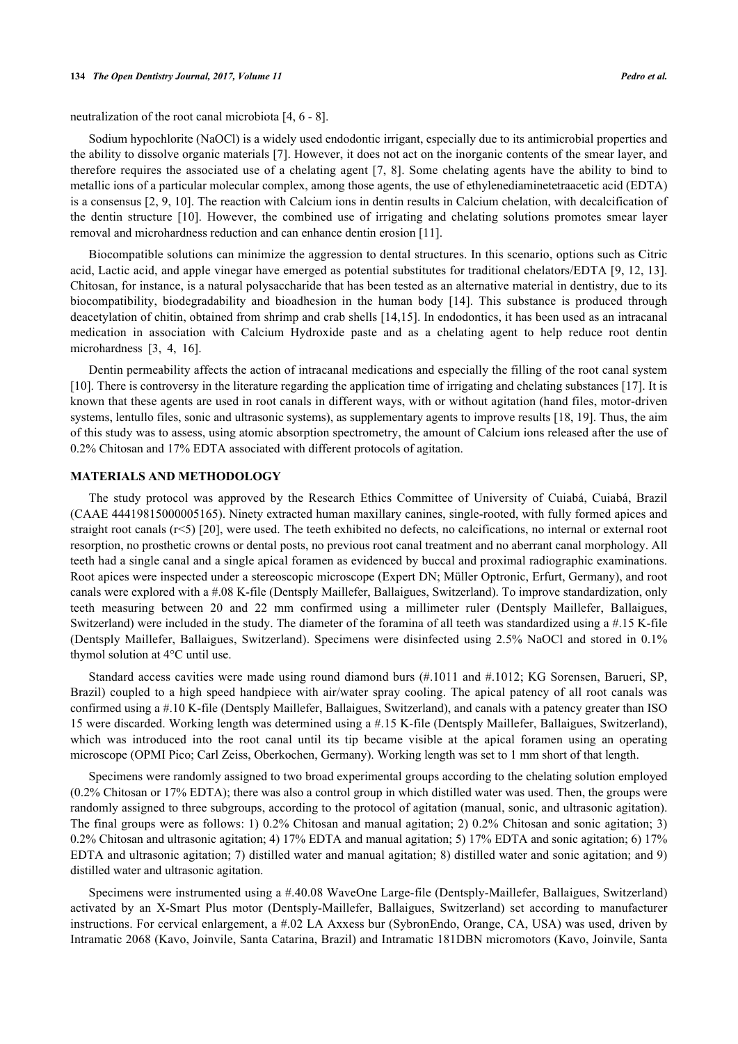neutralization of the root canal microbiota [4, 6 - 8].

Sodium hypochlorite (NaOCl) is a widely used endodontic irrigant, especially due to its antimicrobial properties and the ability to dissolve organic materials [7]. However, it does not act on the inorganic contents of the smear layer, and therefore requires the associated use of a chelating agent [7, 8]. Some chelating agents have the ability to bind to metallic ions of a particular molecular complex, among those agents, the use of ethylenediaminetetraacetic acid (EDTA) is a consensus [2, 9, 10]. The reaction with Calcium ions in dentin results in Calcium chelation, with decalcification of the dentin structure [10]. However, the combined use of irrigating and chelating solutions promotes smear layer removal and microhardness reduction and can enhance dentin erosion [11].

Biocompatible solutions can minimize the aggression to dental structures. In this scenario, options such as Citric acid, Lactic acid, and apple vinegar have emerged as potential substitutes for traditional chelators/EDTA [9, 12, 13]. Chitosan, for instance, is a natural polysaccharide that has been tested as an alternative material in dentistry, due to its biocompatibility, biodegradability and bioadhesion in the human body [14]. This substance is produced through deacetylation of chitin, obtained from shrimp and crab shells [14,15]. In endodontics, it has been used as an intracanal medication in association with Calcium Hydroxide paste and as a chelating agent to help reduce root dentin microhardness [3, 4, 16].

Dentin permeability affects the action of intracanal medications and especially the filling of the root canal system [10]. There is controversy in the literature regarding the application time of irrigating and chelating substances [17]. It is known that these agents are used in root canals in different ways, with or without agitation (hand files, motor-driven systems, lentullo files, sonic and ultrasonic systems), as supplementary agents to improve results [18, 19]. Thus, the aim of this study was to assess, using atomic absorption spectrometry, the amount of Calcium ions released after the use of 0.2% Chitosan and 17% EDTA associated with different protocols of agitation.

## MATERIALS AND METHODOLOGY

The study protocol was approved by the Research Ethics Committee of University of Cuiabá, Cuiabá, Brazil (CAAE 44419815000005165). Ninety extracted human maxillary canines, single-rooted, with fully formed apices and straight root canals (r<5) [20], were used. The teeth exhibited no defects, no calcifications, no internal or external root resorption, no prosthetic crowns or dental posts, no previous root canal treatment and no aberrant canal morphology. All teeth had a single canal and a single apical foramen as evidenced by buccal and proximal radiographic examinations. Root apices were inspected under a stereoscopic microscope (Expert DN; Müller Optronic, Erfurt, Germany), and root canals were explored with a #.08 K-file (Dentsply Maillefer, Ballaigues, Switzerland). To improve standardization, only teeth measuring between 20 and 22 mm confirmed using a millimeter ruler (Dentsply Maillefer, Ballaigues, Switzerland) were included in the study. The diameter of the foramina of all teeth was standardized using a #.15 K-file (Dentsply Maillefer, Ballaigues, Switzerland). Specimens were disinfected using 2.5% NaOCl and stored in 0.1% thymol solution at 4°C until use.

Standard access cavities were made using round diamond burs (#.1011 and #.1012; KG Sorensen, Barueri, SP, Brazil) coupled to a high speed handpiece with air/water spray cooling. The apical patency of all root canals was confirmed using a #.10 K-file (Dentsply Maillefer, Ballaigues, Switzerland), and canals with a patency greater than ISO 15 were discarded. Working length was determined using a #.15 K-file (Dentsply Maillefer, Ballaigues, Switzerland), which was introduced into the root canal until its tip became visible at the apical foramen using an operating microscope (OPMI Pico; Carl Zeiss, Oberkochen, Germany). Working length was set to 1 mm short of that length.

Specimens were randomly assigned to two broad experimental groups according to the chelating solution employed (0.2% Chitosan or 17% EDTA); there was also a control group in which distilled water was used. Then, the groups were randomly assigned to three subgroups, according to the protocol of agitation (manual, sonic, and ultrasonic agitation). The final groups were as follows: 1) 0.2% Chitosan and manual agitation; 2) 0.2% Chitosan and sonic agitation; 3) 0.2% Chitosan and ultrasonic agitation; 4) 17% EDTA and manual agitation; 5) 17% EDTA and sonic agitation; 6) 17% EDTA and ultrasonic agitation; 7) distilled water and manual agitation; 8) distilled water and sonic agitation; and 9) distilled water and ultrasonic agitation.

Specimens were instrumented using a #.40.08 WaveOne Large-file (Dentsply-Maillefer, Ballaigues, Switzerland) activated by an X-Smart Plus motor (Dentsply-Maillefer, Ballaigues, Switzerland) set according to manufacturer instructions. For cervical enlargement, a #.02 LA Axxess bur (SybronEndo, Orange, CA, USA) was used, driven by Intramatic 2068 (Kavo, Joinvile, Santa Catarina, Brazil) and Intramatic 181DBN micromotors (Kavo, Joinvile, Santa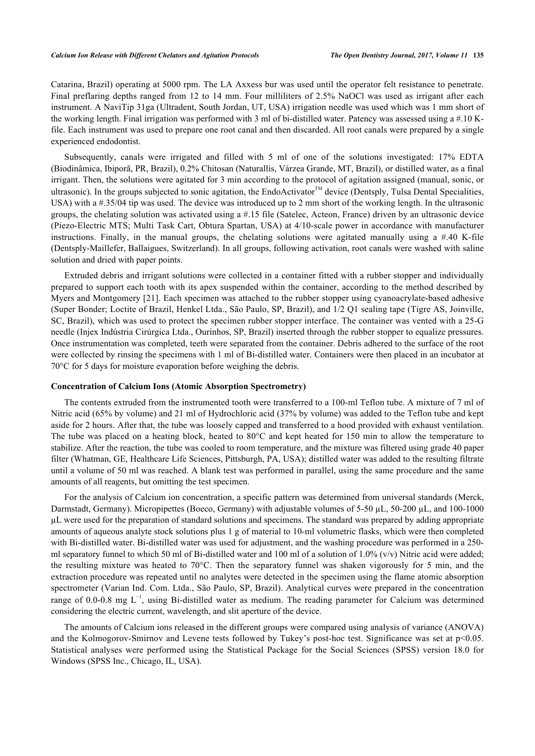Catarina, Brazil) operating at 5000 rpm. The LA Axxess bur was used until the operator felt resistance to penetrate. Final preflaring depths ranged from 12 to 14 mm. Four milliliters of 2.5% NaOCl was used as irrigant after each instrument. A NaviTip 31ga (Ultradent, South Jordan, UT, USA) irrigation needle was used which was 1 mm short of the working length. Final irrigation was performed with 3 ml of bi-distilled water. Patency was assessed using a #.10 K-file. Each instrument was used to prepare one root canal and then discarded. All root canals were prepared by a single experienced endodontist.

Subsequently, canals were irrigated and filled with 5 ml of one of the solutions investigated: 17% EDTA (Biodinâmica, Ibiporã, PR, Brazil), 0.2% Chitosan (Naturallis, Várzea Grande, MT, Brazil), or distilled water, as a final irrigant. Then, the solutions were agitated for 3 min according to the protocol of agitation assigned (manual, sonic, or ultrasonic). In the groups subjected to sonic agitation, the EndoActivator™ device (Dentsply, Tulsa Dental Specialities, USA) with a #.35/04 tip was used. The device was introduced up to 2 mm short of the working length. In the ultrasonic groups, the chelating solution was activated using a #.15 file (Satelec, Acteon, France) driven by an ultrasonic device (Piezo-Electric MTS; Multi Task Cart, Obtura Spartan, USA) at 4/10-scale power in accordance with manufacturer instructions. Finally, in the manual groups, the chelating solutions were agitated manually using a #.40 K-file (Dentsply-Maillefer, Ballaigues, Switzerland). In all groups, following activation, root canals were washed with saline solution and dried with paper points.

Extruded debris and irrigant solutions were collected in a container fitted with a rubber stopper and individually prepared to support each tooth with its apex suspended within the container, according to the method described by Myers and Montgomery [21]. Each specimen was attached to the rubber stopper using cyanoacrylate-based adhesive (Super Bonder; Loctite of Brazil, Henkel Ltda., São Paulo, SP, Brazil), and 1/2 Q1 sealing tape (Tigre AS, Joinville, SC, Brazil), which was used to protect the specimen rubber stopper interface. The container was vented with a 25-G needle (Injex Indústria Cirúrgica Ltda., Ourinhos, SP, Brazil) inserted through the rubber stopper to equalize pressures. Once instrumentation was completed, teeth were separated from the container. Debris adhered to the surface of the root were collected by rinsing the specimens with 1 ml of Bi-distilled water. Containers were then placed in an incubator at 70°C for 5 days for moisture evaporation before weighing the debris.

### Concentration of Calcium Ions (Atomic Absorption Spectrometry)

The contents extruded from the instrumented tooth were transferred to a 100-ml Teflon tube. A mixture of 7 ml of Nitric acid (65% by volume) and 21 ml of Hydrochloric acid (37% by volume) was added to the Teflon tube and kept aside for 2 hours. After that, the tube was loosely capped and transferred to a hood provided with exhaust ventilation. The tube was placed on a heating block, heated to 80°C and kept heated for 150 min to allow the temperature to stabilize. After the reaction, the tube was cooled to room temperature, and the mixture was filtered using grade 40 paper filter (Whatman, GE, Healthcare Life Sciences, Pittsburgh, PA, USA); distilled water was added to the resulting filtrate until a volume of 50 ml was reached. A blank test was performed in parallel, using the same procedure and the same amounts of all reagents, but omitting the test specimen.

For the analysis of Calcium ion concentration, a specific pattern was determined from universal standards (Merck, Darmstadt, Germany). Micropipettes (Boeco, Germany) with adjustable volumes of 5-50 µL, 50-200 µL, and 100-1000 µL were used for the preparation of standard solutions and specimens. The standard was prepared by adding appropriate amounts of aqueous analyte stock solutions plus 1 g of material to 10-ml volumetric flasks, which were then completed with Bi-distilled water. Bi-distilled water was used for adjustment, and the washing procedure was performed in a 250-ml separatory funnel to which 50 ml of Bi-distilled water and 100 ml of a solution of 1.0% (v/v) Nitric acid were added; the resulting mixture was heated to 70°C. Then the separatory funnel was shaken vigorously for 5 min, and the extraction procedure was repeated until no analytes were detected in the specimen using the flame atomic absorption spectrometer (Varian Ind. Com. Ltda., São Paulo, SP, Brazil). Analytical curves were prepared in the concentration range of 0.0-0.8 mg $L^{-1}$, using Bi-distilled water as medium. The reading parameter for Calcium was determined considering the electric current, wavelength, and slit aperture of the device.

The amounts of Calcium ions released in the different groups were compared using analysis of variance (ANOVA) and the Kolmogorov-Smirnov and Levene tests followed by Tukey's post-hoc test. Significance was set at $p<0.05$. Statistical analyses were performed using the Statistical Package for the Social Sciences (SPSS) version 18.0 for Windows (SPSS Inc., Chicago, IL, USA).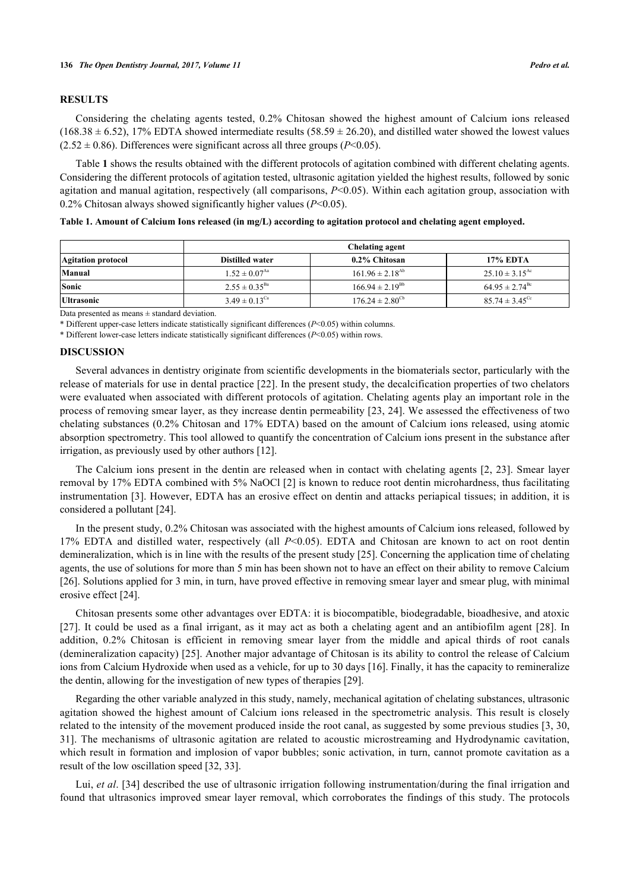## RESULTS

Considering the chelating agents tested, 0.2% Chitosan showed the highest amount of Calcium ions released ($168.38 \pm 6.52$), 17% EDTA showed intermediate results ($58.59 \pm 26.20$), and distilled water showed the lowest values ($2.52 \pm 0.86$). Differences were significant across all three groups ($P<0.05$).

Table **1** shows the results obtained with the different protocols of agitation combined with different chelating agents. Considering the different protocols of agitation tested, ultrasonic agitation yielded the highest results, followed by sonic agitation and manual agitation, respectively (all comparisons, $P<0.05$). Within each agitation group, association with 0.2% Chitosan always showed significantly higher values ($P<0.05$).

**Table 1. Amount of Calcium Ions released (in mg/L) according to agitation protocol and chelating agent employed.**

| | Chelating agent | | |
|---|---|---|---|
| **Agitation protocol** | **Distilled water** | **0.2% Chitosan** | **17% EDTA** |
| **Manual** | $1.52 \pm 0.07^{Aa}$ | $161.96 \pm 2.18^{Ab}$ | $25.10 \pm 3.15^{Ac}$ |
| **Sonic** | $2.55 \pm 0.35^{Ba}$ | $166.94 \pm 2.19^{Bb}$ | $64.95 \pm 2.74^{Bc}$ |
| **Ultrasonic** | $3.49 \pm 0.13^{Ca}$ | $176.24 \pm 2.80^{Cb}$ | $85.74 \pm 3.45^{Cc}$ |

Data presented as means ± standard deviation.

* Different upper-case letters indicate statistically significant differences ($P<0.05$) within columns.

* Different lower-case letters indicate statistically significant differences ($P<0.05$) within rows.

## DISCUSSION

Several advances in dentistry originate from scientific developments in the biomaterials sector, particularly with the release of materials for use in dental practice [22]. In the present study, the decalcification properties of two chelators were evaluated when associated with different protocols of agitation. Chelating agents play an important role in the process of removing smear layer, as they increase dentin permeability [23, 24]. We assessed the effectiveness of two chelating substances (0.2% Chitosan and 17% EDTA) based on the amount of Calcium ions released, using atomic absorption spectrometry. This tool allowed to quantify the concentration of Calcium ions present in the substance after irrigation, as previously used by other authors [12].

The Calcium ions present in the dentin are released when in contact with chelating agents [2, 23]. Smear layer removal by 17% EDTA combined with 5% NaOCl [2] is known to reduce root dentin microhardness, thus facilitating instrumentation [3]. However, EDTA has an erosive effect on dentin and attacks periapical tissues; in addition, it is considered a pollutant [24].

In the present study, 0.2% Chitosan was associated with the highest amounts of Calcium ions released, followed by 17% EDTA and distilled water, respectively (all $P<0.05$). EDTA and Chitosan are known to act on root dentin demineralization, which is in line with the results of the present study [25]. Concerning the application time of chelating agents, the use of solutions for more than 5 min has been shown not to have an effect on their ability to remove Calcium [26]. Solutions applied for 3 min, in turn, have proved effective in removing smear layer and smear plug, with minimal erosive effect [24].

Chitosan presents some other advantages over EDTA: it is biocompatible, biodegradable, bioadhesive, and atoxic [27]. It could be used as a final irrigant, as it may act as both a chelating agent and an antibiofilm agent [28]. In addition, 0.2% Chitosan is efficient in removing smear layer from the middle and apical thirds of root canals (demineralization capacity) [25]. Another major advantage of Chitosan is its ability to control the release of Calcium ions from Calcium Hydroxide when used as a vehicle, for up to 30 days [16]. Finally, it has the capacity to remineralize the dentin, allowing for the investigation of new types of therapies [29].

Regarding the other variable analyzed in this study, namely, mechanical agitation of chelating substances, ultrasonic agitation showed the highest amount of Calcium ions released in the spectrometric analysis. This result is closely related to the intensity of the movement produced inside the root canal, as suggested by some previous studies [3, 30, 31]. The mechanisms of ultrasonic agitation are related to acoustic microstreaming and Hydrodynamic cavitation, which result in formation and implosion of vapor bubbles; sonic activation, in turn, cannot promote cavitation as a result of the low oscillation speed [32, 33].

Lui, *et al*. [34] described the use of ultrasonic irrigation following instrumentation/during the final irrigation and found that ultrasonics improved smear layer removal, which corroborates the findings of this study. The protocols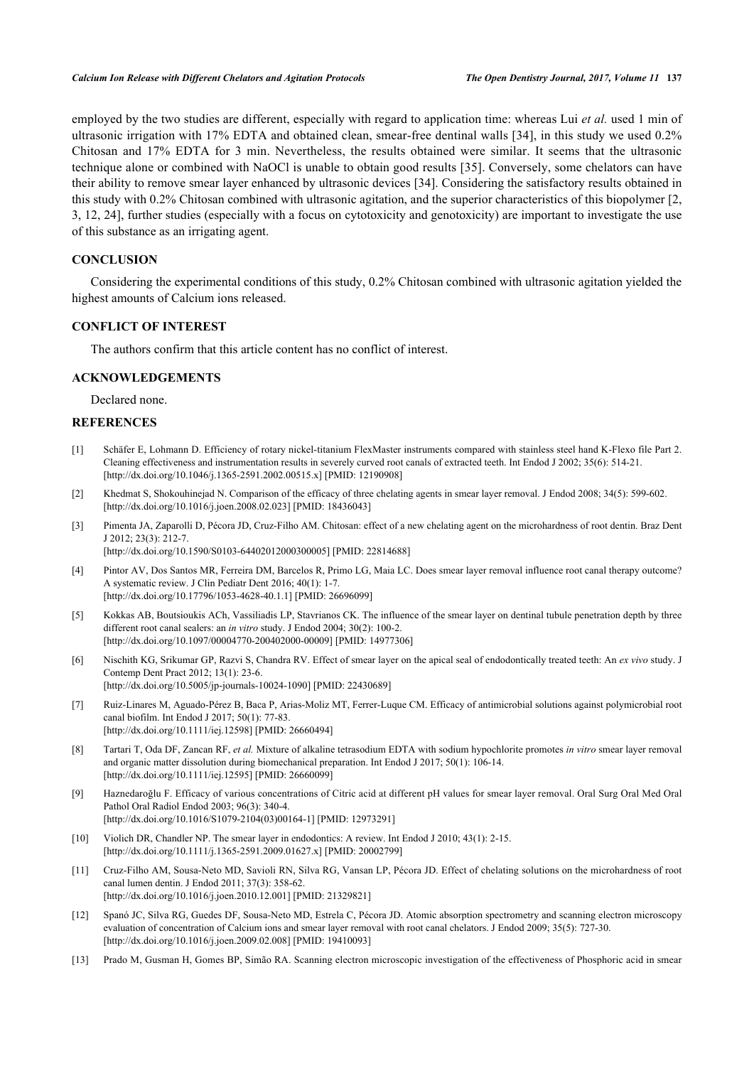employed by the two studies are different, especially with regard to application time: whereas Lui *et al.* used 1 min of ultrasonic irrigation with 17% EDTA and obtained clean, smear-free dentinal walls [34], in this study we used 0.2% Chitosan and 17% EDTA for 3 min. Nevertheless, the results obtained were similar. It seems that the ultrasonic technique alone or combined with NaOCl is unable to obtain good results [35]. Conversely, some chelators can have their ability to remove smear layer enhanced by ultrasonic devices [34]. Considering the satisfactory results obtained in this study with 0.2% Chitosan combined with ultrasonic agitation, and the superior characteristics of this biopolymer [2, 3, 12, 24], further studies (especially with a focus on cytotoxicity and genotoxicity) are important to investigate the use of this substance as an irrigating agent.

## CONCLUSION

Considering the experimental conditions of this study, 0.2% Chitosan combined with ultrasonic agitation yielded the highest amounts of Calcium ions released.

## CONFLICT OF INTEREST

The authors confirm that this article content has no conflict of interest.

## ACKNOWLEDGEMENTS

Declared none.

## REFERENCES

[1] Schäfer E, Lohmann D. Efficiency of rotary nickel-titanium FlexMaster instruments compared with stainless steel hand K-Flexo file Part 2. Cleaning effectiveness and instrumentation results in severely curved root canals of extracted teeth. Int Endod J 2002; 35(6): 514-21. [http://dx.doi.org/10.1046/j.1365-2591.2002.00515.x] [PMID: 12190908]

[2] Khedmat S, Shokouhinejad N. Comparison of the efficacy of three chelating agents in smear layer removal. J Endod 2008; 34(5): 599-602. [http://dx.doi.org/10.1016/j.joen.2008.02.023] [PMID: 18436043]

[3] Pimenta JA, Zaparolli D, Pécora JD, Cruz-Filho AM. Chitosan: effect of a new chelating agent on the microhardness of root dentin. Braz Dent J 2012; 23(3): 212-7. [http://dx.doi.org/10.1590/S0103-64402012000300005] [PMID: 22814688]

[4] Pintor AV, Dos Santos MR, Ferreira DM, Barcelos R, Primo LG, Maia LC. Does smear layer removal influence root canal therapy outcome? A systematic review. J Clin Pediatr Dent 2016; 40(1): 1-7. [http://dx.doi.org/10.17796/1053-4628-40.1.1] [PMID: 26696099]

[5] Kokkas AB, Boutsioukis ACh, Vassiliadis LP, Stavrianos CK. The influence of the smear layer on dentinal tubule penetration depth by three different root canal sealers: an *in vitro* study. J Endod 2004; 30(2): 100-2. [http://dx.doi.org/10.1097/00004770-200402000-00009] [PMID: 14977306]

[6] Nischith KG, Srikumar GP, Razvi S, Chandra RV. Effect of smear layer on the apical seal of endodontically treated teeth: An *ex vivo* study. J Contemp Dent Pract 2012; 13(1): 23-6. [http://dx.doi.org/10.5005/jp-journals-10024-1090] [PMID: 22430689]

[7] Ruiz-Linares M, Aguado-Pérez B, Baca P, Arias-Moliz MT, Ferrer-Luque CM. Efficacy of antimicrobial solutions against polymicrobial root canal biofilm. Int Endod J 2017; 50(1): 77-83. [http://dx.doi.org/10.1111/iej.12598] [PMID: 26660494]

[8] Tartari T, Oda DF, Zancan RF, *et al.* Mixture of alkaline tetrasodium EDTA with sodium hypochlorite promotes *in vitro* smear layer removal and organic matter dissolution during biomechanical preparation. Int Endod J 2017; 50(1): 106-14. [http://dx.doi.org/10.1111/iej.12595] [PMID: 26660099]

[9] Haznedaroğlu F. Efficacy of various concentrations of Citric acid at different pH values for smear layer removal. Oral Surg Oral Med Oral Pathol Oral Radiol Endod 2003; 96(3): 340-4. [http://dx.doi.org/10.1016/S1079-2104(03)00164-1] [PMID: 12973291]

[10] Violich DR, Chandler NP. The smear layer in endodontics: A review. Int Endod J 2010; 43(1): 2-15. [http://dx.doi.org/10.1111/j.1365-2591.2009.01627.x] [PMID: 20002799]

[11] Cruz-Filho AM, Sousa-Neto MD, Savioli RN, Silva RG, Vansan LP, Pécora JD. Effect of chelating solutions on the microhardness of root canal lumen dentin. J Endod 2011; 37(3): 358-62. [http://dx.doi.org/10.1016/j.joen.2010.12.001] [PMID: 21329821]

[12] Spanó JC, Silva RG, Guedes DF, Sousa-Neto MD, Estrela C, Pécora JD. Atomic absorption spectrometry and scanning electron microscopy evaluation of concentration of Calcium ions and smear layer removal with root canal chelators. J Endod 2009; 35(5): 727-30. [http://dx.doi.org/10.1016/j.joen.2009.02.008] [PMID: 19410093]

[13] Prado M, Gusman H, Gomes BP, Simão RA. Scanning electron microscopic investigation of the effectiveness of Phosphoric acid in smear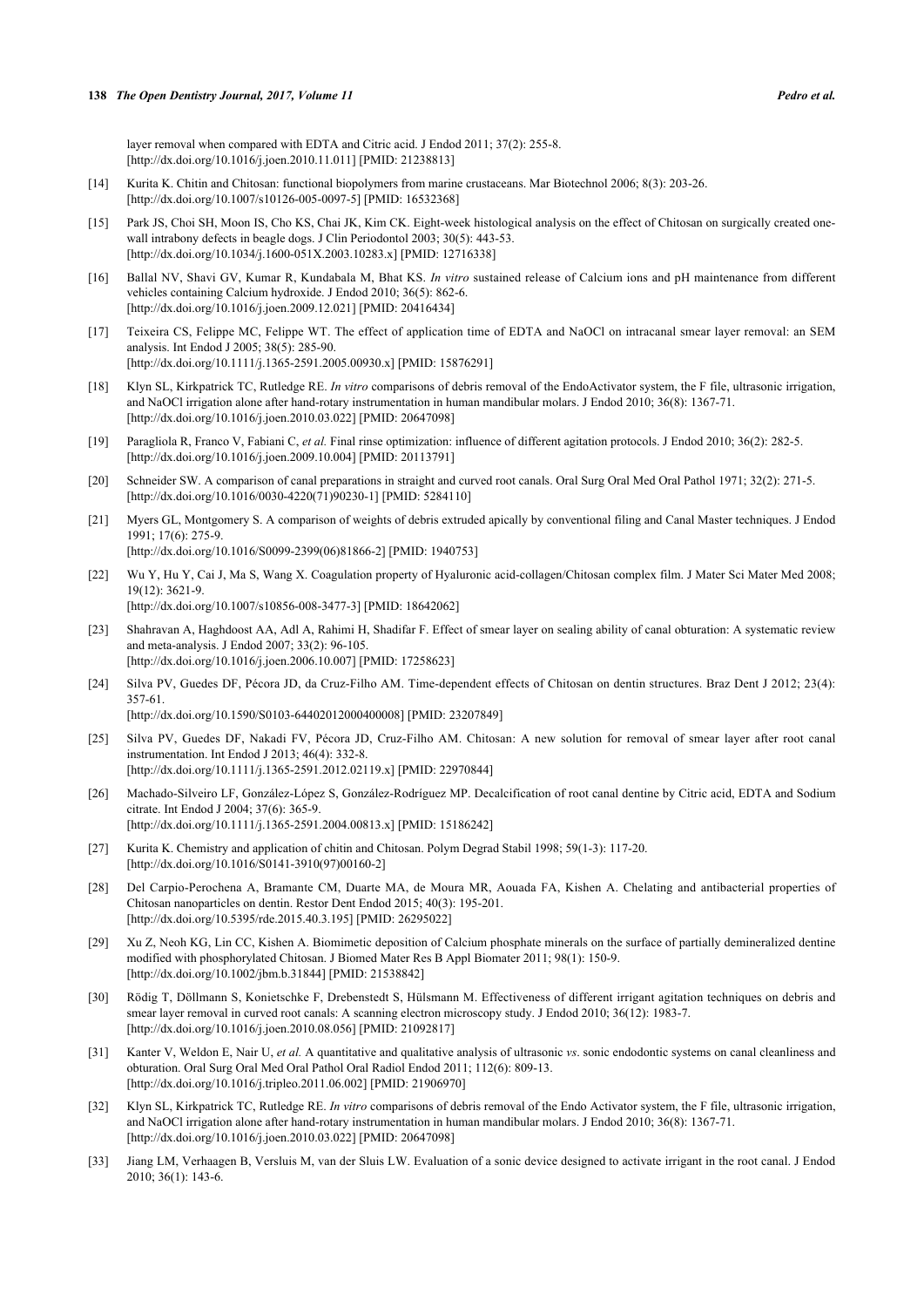layer removal when compared with EDTA and Citric acid. J Endod 2011; 37(2): 255-8. [http://dx.doi.org/10.1016/j.joen.2010.11.011] [PMID: 21238813]

[14] Kurita K. Chitin and Chitosan: functional biopolymers from marine crustaceans. Mar Biotechnol 2006; 8(3): 203-26. [http://dx.doi.org/10.1007/s10126-005-0097-5] [PMID: 16532368]

[15] Park JS, Choi SH, Moon IS, Cho KS, Chai JK, Kim CK. Eight-week histological analysis on the effect of Chitosan on surgically created one-wall intrabony defects in beagle dogs. J Clin Periodontol 2003; 30(5): 443-53. [http://dx.doi.org/10.1034/j.1600-051X.2003.10283.x] [PMID: 12716338]

[16] Ballal NV, Shavi GV, Kumar R, Kundabala M, Bhat KS. *In vitro* sustained release of Calcium ions and pH maintenance from different vehicles containing Calcium hydroxide. J Endod 2010; 36(5): 862-6. [http://dx.doi.org/10.1016/j.joen.2009.12.021] [PMID: 20416434]

[17] Teixeira CS, Felippe MC, Felippe WT. The effect of application time of EDTA and NaOCl on intracanal smear layer removal: an SEM analysis. Int Endod J 2005; 38(5): 285-90. [http://dx.doi.org/10.1111/j.1365-2591.2005.00930.x] [PMID: 15876291]

[18] Klyn SL, Kirkpatrick TC, Rutledge RE. *In vitro* comparisons of debris removal of the EndoActivator system, the F file, ultrasonic irrigation, and NaOCl irrigation alone after hand-rotary instrumentation in human mandibular molars. J Endod 2010; 36(8): 1367-71. [http://dx.doi.org/10.1016/j.joen.2010.03.022] [PMID: 20647098]

[19] Paragliola R, Franco V, Fabiani C, *et al.* Final rinse optimization: influence of different agitation protocols. J Endod 2010; 36(2): 282-5. [http://dx.doi.org/10.1016/j.joen.2009.10.004] [PMID: 20113791]

[20] Schneider SW. A comparison of canal preparations in straight and curved root canals. Oral Surg Oral Med Oral Pathol 1971; 32(2): 271-5. [http://dx.doi.org/10.1016/0030-4220(71)90230-1] [PMID: 5284110]

[21] Myers GL, Montgomery S. A comparison of weights of debris extruded apically by conventional filing and Canal Master techniques. J Endod 1991; 17(6): 275-9. [http://dx.doi.org/10.1016/S0099-2399(06)81866-2] [PMID: 1940753]

[22] Wu Y, Hu Y, Cai J, Ma S, Wang X. Coagulation property of Hyaluronic acid-collagen/Chitosan complex film. J Mater Sci Mater Med 2008; 19(12): 3621-9. [http://dx.doi.org/10.1007/s10856-008-3477-3] [PMID: 18642062]

[23] Shahravan A, Haghdoost AA, Adl A, Rahimi H, Shadifar F. Effect of smear layer on sealing ability of canal obturation: A systematic review and meta-analysis. J Endod 2007; 33(2): 96-105. [http://dx.doi.org/10.1016/j.joen.2006.10.007] [PMID: 17258623]

[24] Silva PV, Guedes DF, Pécora JD, da Cruz-Filho AM. Time-dependent effects of Chitosan on dentin structures. Braz Dent J 2012; 23(4): 357-61. [http://dx.doi.org/10.1590/S0103-64402012000400008] [PMID: 23207849]

[25] Silva PV, Guedes DF, Nakadi FV, Pécora JD, Cruz-Filho AM. Chitosan: A new solution for removal of smear layer after root canal instrumentation. Int Endod J 2013; 46(4): 332-8. [http://dx.doi.org/10.1111/j.1365-2591.2012.02119.x] [PMID: 22970844]

[26] Machado-Silveiro LF, González-López S, González-Rodríguez MP. Decalcification of root canal dentine by Citric acid, EDTA and Sodium citrate. Int Endod J 2004; 37(6): 365-9. [http://dx.doi.org/10.1111/j.1365-2591.2004.00813.x] [PMID: 15186242]

[27] Kurita K. Chemistry and application of chitin and Chitosan. Polym Degrad Stabil 1998; 59(1-3): 117-20. [http://dx.doi.org/10.1016/S0141-3910(97)00160-2]

[28] Del Carpio-Perochena A, Bramante CM, Duarte MA, de Moura MR, Aouada FA, Kishen A. Chelating and antibacterial properties of Chitosan nanoparticles on dentin. Restor Dent Endod 2015; 40(3): 195-201. [http://dx.doi.org/10.5395/rde.2015.40.3.195] [PMID: 26295022]

[29] Xu Z, Neoh KG, Lin CC, Kishen A. Biomimetic deposition of Calcium phosphate minerals on the surface of partially demineralized dentine modified with phosphorylated Chitosan. J Biomed Mater Res B Appl Biomater 2011; 98(1): 150-9. [http://dx.doi.org/10.1002/jbm.b.31844] [PMID: 21538842]

[30] Rödig T, Döllmann S, Konietschke F, Drebenstedt S, Hülsmann M. Effectiveness of different irrigant agitation techniques on debris and smear layer removal in curved root canals: A scanning electron microscopy study. J Endod 2010; 36(12): 1983-7. [http://dx.doi.org/10.1016/j.joen.2010.08.056] [PMID: 21092817]

[31] Kanter V, Weldon E, Nair U, *et al.* A quantitative and qualitative analysis of ultrasonic *vs*. sonic endodontic systems on canal cleanliness and obturation. Oral Surg Oral Med Oral Pathol Oral Radiol Endod 2011; 112(6): 809-13. [http://dx.doi.org/10.1016/j.tripleo.2011.06.002] [PMID: 21906970]

[32] Klyn SL, Kirkpatrick TC, Rutledge RE. *In vitro* comparisons of debris removal of the Endo Activator system, the F file, ultrasonic irrigation, and NaOCl irrigation alone after hand-rotary instrumentation in human mandibular molars. J Endod 2010; 36(8): 1367-71. [http://dx.doi.org/10.1016/j.joen.2010.03.022] [PMID: 20647098]

[33] Jiang LM, Verhaagen B, Versluis M, van der Sluis LW. Evaluation of a sonic device designed to activate irrigant in the root canal. J Endod 2010; 36(1): 143-6.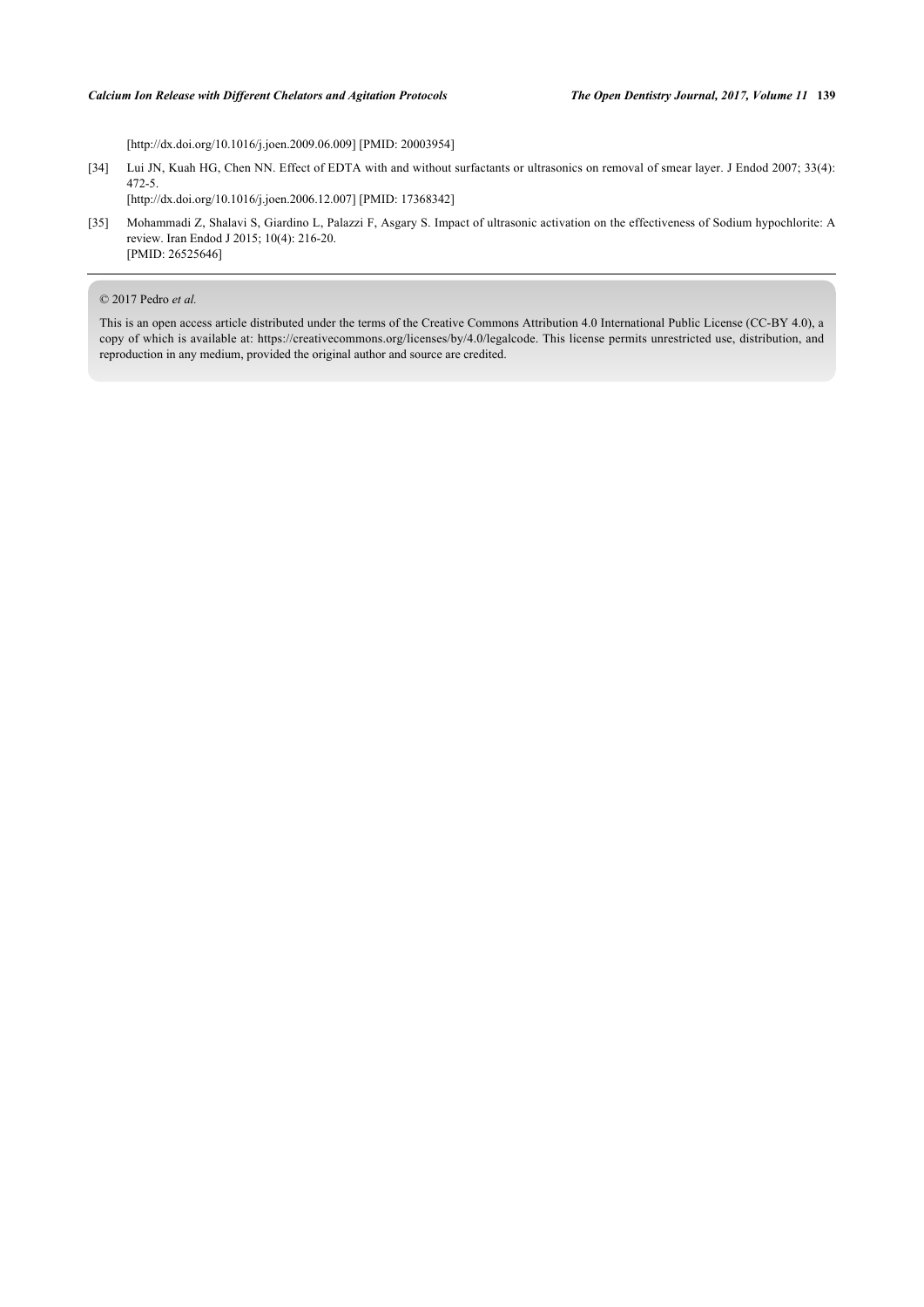[http://dx.doi.org/10.1016/j.joen.2009.06.009] [PMID: 20003954]

[34] Lui JN, Kuah HG, Chen NN. Effect of EDTA with and without surfactants or ultrasonics on removal of smear layer. J Endod 2007; 33(4): 472-5.
[http://dx.doi.org/10.1016/j.joen.2006.12.007] [PMID: 17368342]

[35] Mohammadi Z, Shalavi S, Giardino L, Palazzi F, Asgary S. Impact of ultrasonic activation on the effectiveness of Sodium hypochlorite: A review. Iran Endod J 2015; 10(4): 216-20.
[PMID: 26525646]

---

© 2017 Pedro *et al.*

This is an open access article distributed under the terms of the Creative Commons Attribution 4.0 International Public License (CC-BY 4.0), a copy of which is available at: https://creativecommons.org/licenses/by/4.0/legalcode. This license permits unrestricted use, distribution, and reproduction in any medium, provided the original author and source are credited.